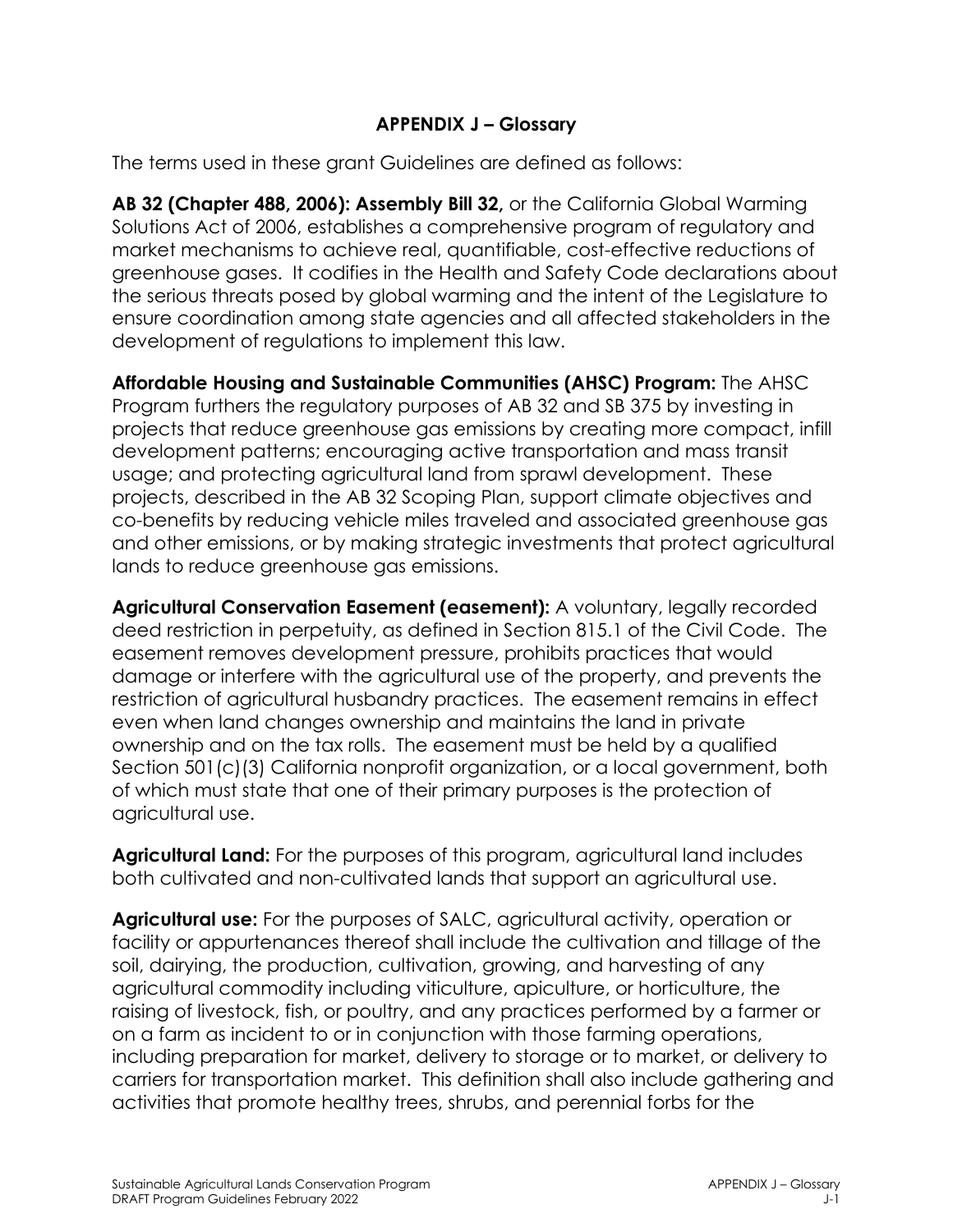# APPENDIX J – Glossary

The terms used in these grant Guidelines are defined as follows:

**AB 32 (Chapter 488, 2006): Assembly Bill 32,** or the California Global Warming Solutions Act of 2006, establishes a comprehensive program of regulatory and market mechanisms to achieve real, quantifiable, cost-effective reductions of greenhouse gases. It codifies in the Health and Safety Code declarations about the serious threats posed by global warming and the intent of the Legislature to ensure coordination among state agencies and all affected stakeholders in the development of regulations to implement this law.

**Affordable Housing and Sustainable Communities (AHSC) Program:** The AHSC Program furthers the regulatory purposes of AB 32 and SB 375 by investing in projects that reduce greenhouse gas emissions by creating more compact, infill development patterns; encouraging active transportation and mass transit usage; and protecting agricultural land from sprawl development. These projects, described in the AB 32 Scoping Plan, support climate objectives and co-benefits by reducing vehicle miles traveled and associated greenhouse gas and other emissions, or by making strategic investments that protect agricultural lands to reduce greenhouse gas emissions.

**Agricultural Conservation Easement (easement):** A voluntary, legally recorded deed restriction in perpetuity, as defined in Section 815.1 of the Civil Code. The easement removes development pressure, prohibits practices that would damage or interfere with the agricultural use of the property, and prevents the restriction of agricultural husbandry practices. The easement remains in effect even when land changes ownership and maintains the land in private ownership and on the tax rolls. The easement must be held by a qualified Section 501(c)(3) California nonprofit organization, or a local government, both of which must state that one of their primary purposes is the protection of agricultural use.

**Agricultural Land:** For the purposes of this program, agricultural land includes both cultivated and non-cultivated lands that support an agricultural use.

**Agricultural use:** For the purposes of SALC, agricultural activity, operation or facility or appurtenances thereof shall include the cultivation and tillage of the soil, dairying, the production, cultivation, growing, and harvesting of any agricultural commodity including viticulture, apiculture, or horticulture, the raising of livestock, fish, or poultry, and any practices performed by a farmer or on a farm as incident to or in conjunction with those farming operations, including preparation for market, delivery to storage or to market, or delivery to carriers for transportation market. This definition shall also include gathering and activities that promote healthy trees, shrubs, and perennial forbs for the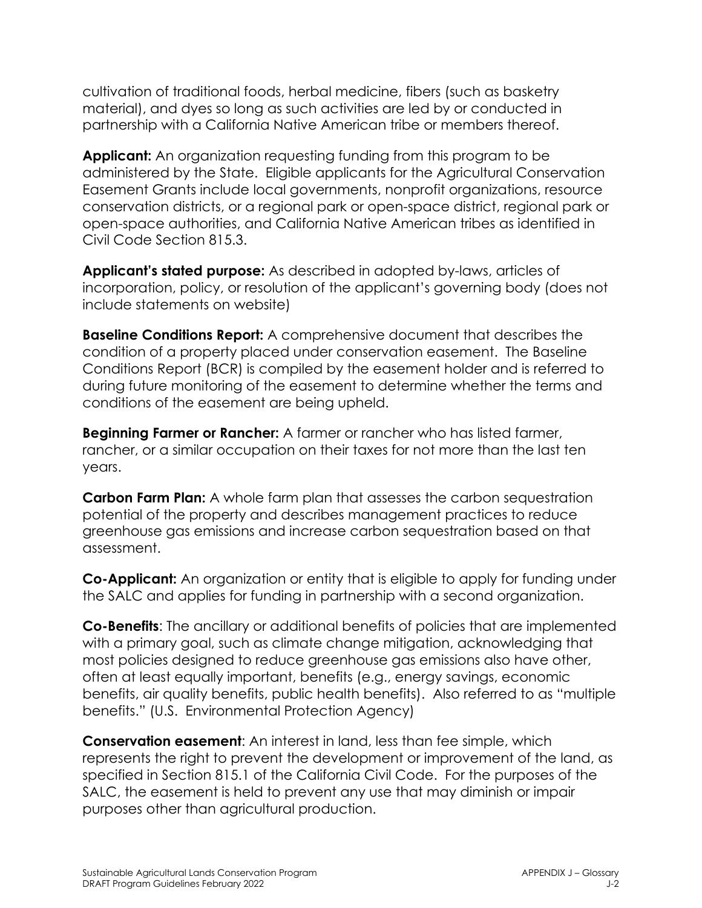cultivation of traditional foods, herbal medicine, fibers (such as basketry material), and dyes so long as such activities are led by or conducted in partnership with a California Native American tribe or members thereof.

**Applicant:** An organization requesting funding from this program to be administered by the State. Eligible applicants for the Agricultural Conservation Easement Grants include local governments, nonprofit organizations, resource conservation districts, or a regional park or open-space district, regional park or open-space authorities, and California Native American tribes as identified in Civil Code Section 815.3.

**Applicant's stated purpose:** As described in adopted by-laws, articles of incorporation, policy, or resolution of the applicant's governing body (does not include statements on website)

**Baseline Conditions Report:** A comprehensive document that describes the condition of a property placed under conservation easement. The Baseline Conditions Report (BCR) is compiled by the easement holder and is referred to during future monitoring of the easement to determine whether the terms and conditions of the easement are being upheld.

**Beginning Farmer or Rancher:** A farmer or rancher who has listed farmer, rancher, or a similar occupation on their taxes for not more than the last ten years.

**Carbon Farm Plan:** A whole farm plan that assesses the carbon sequestration potential of the property and describes management practices to reduce greenhouse gas emissions and increase carbon sequestration based on that assessment.

**Co-Applicant:** An organization or entity that is eligible to apply for funding under the SALC and applies for funding in partnership with a second organization.

**Co-Benefits**: The ancillary or additional benefits of policies that are implemented with a primary goal, such as climate change mitigation, acknowledging that most policies designed to reduce greenhouse gas emissions also have other, often at least equally important, benefits (e.g., energy savings, economic benefits, air quality benefits, public health benefits). Also referred to as "multiple benefits." (U.S. Environmental Protection Agency)

**Conservation easement**: An interest in land, less than fee simple, which represents the right to prevent the development or improvement of the land, as specified in Section 815.1 of the California Civil Code. For the purposes of the SALC, the easement is held to prevent any use that may diminish or impair purposes other than agricultural production.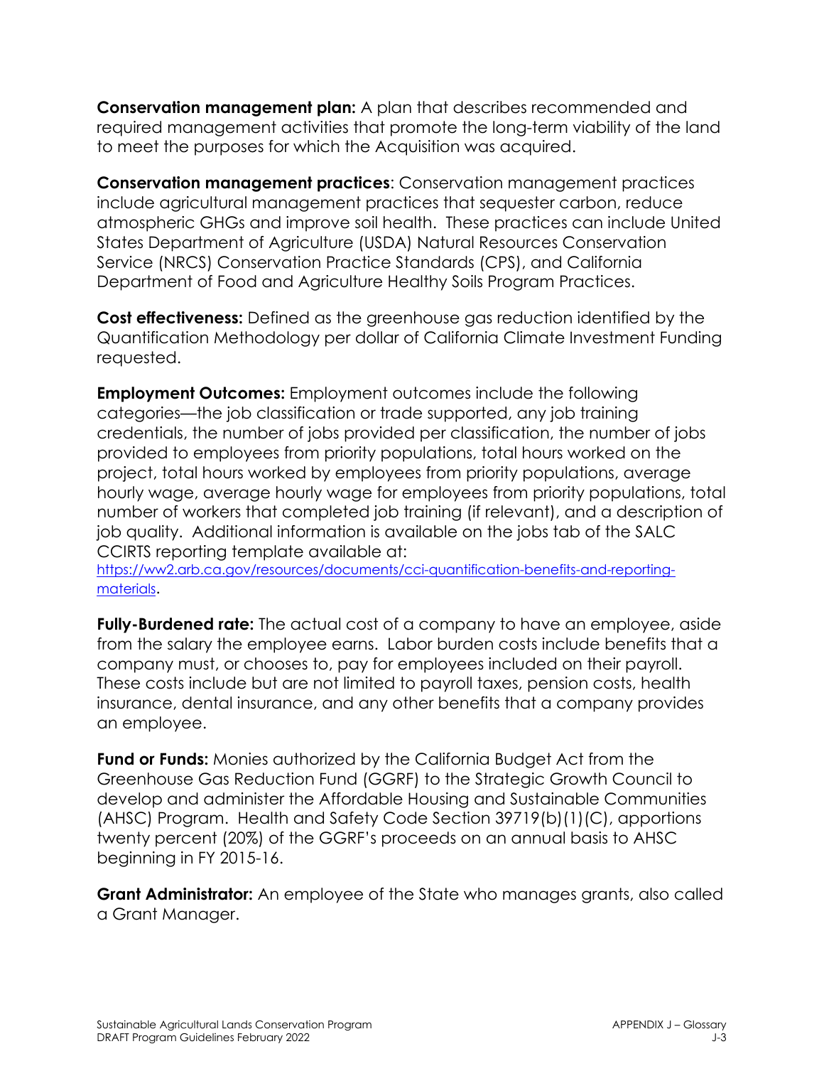**Conservation management plan:** A plan that describes recommended and required management activities that promote the long-term viability of the land to meet the purposes for which the Acquisition was acquired.

**Conservation management practices**: Conservation management practices include agricultural management practices that sequester carbon, reduce atmospheric GHGs and improve soil health. These practices can include United States Department of Agriculture (USDA) Natural Resources Conservation Service (NRCS) Conservation Practice Standards (CPS), and California Department of Food and Agriculture Healthy Soils Program Practices.

**Cost effectiveness:** Defined as the greenhouse gas reduction identified by the Quantification Methodology per dollar of California Climate Investment Funding requested.

**Employment Outcomes:** Employment outcomes include the following categories—the job classification or trade supported, any job training credentials, the number of jobs provided per classification, the number of jobs provided to employees from priority populations, total hours worked on the project, total hours worked by employees from priority populations, average hourly wage, average hourly wage for employees from priority populations, total number of workers that completed job training (if relevant), and a description of job quality. Additional information is available on the jobs tab of the SALC CCIRTS reporting template available at: [https://ww2.arb.ca.gov/resources/documents/cci-quantification-benefits-and-reporting-materials](https://ww2.arb.ca.gov/resources/documents/cci-quantification-benefits-and-reporting-materials).

**Fully-Burdened rate:** The actual cost of a company to have an employee, aside from the salary the employee earns. Labor burden costs include benefits that a company must, or chooses to, pay for employees included on their payroll. These costs include but are not limited to payroll taxes, pension costs, health insurance, dental insurance, and any other benefits that a company provides an employee.

**Fund or Funds:** Monies authorized by the California Budget Act from the Greenhouse Gas Reduction Fund (GGRF) to the Strategic Growth Council to develop and administer the Affordable Housing and Sustainable Communities (AHSC) Program. Health and Safety Code Section 39719(b)(1)(C), apportions twenty percent (20%) of the GGRF's proceeds on an annual basis to AHSC beginning in FY 2015-16.

**Grant Administrator:** An employee of the State who manages grants, also called a Grant Manager.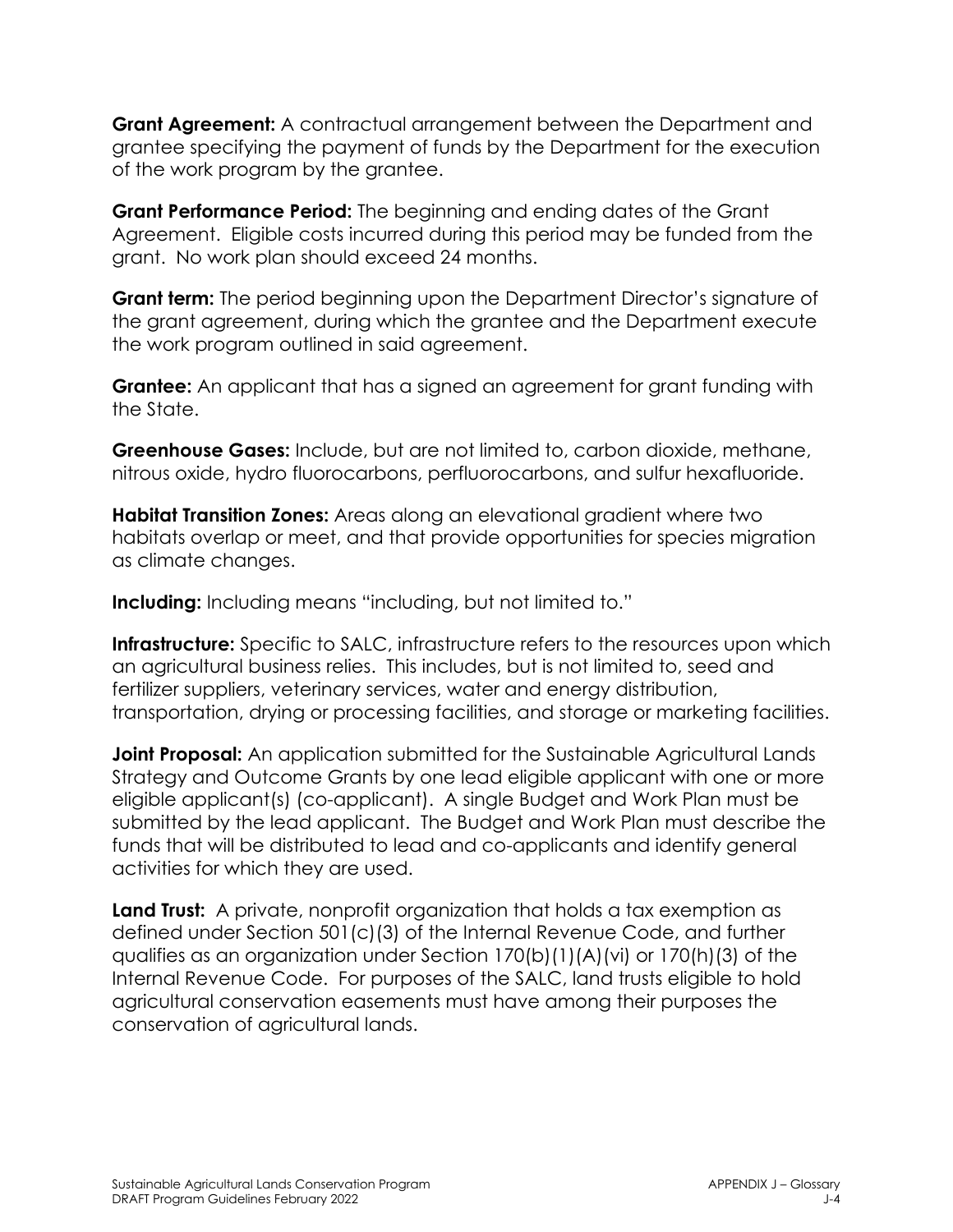**Grant Agreement:** A contractual arrangement between the Department and grantee specifying the payment of funds by the Department for the execution of the work program by the grantee.

**Grant Performance Period:** The beginning and ending dates of the Grant Agreement. Eligible costs incurred during this period may be funded from the grant. No work plan should exceed 24 months.

**Grant term:** The period beginning upon the Department Director's signature of the grant agreement, during which the grantee and the Department execute the work program outlined in said agreement.

**Grantee:** An applicant that has a signed an agreement for grant funding with the State.

**Greenhouse Gases:** Include, but are not limited to, carbon dioxide, methane, nitrous oxide, hydro fluorocarbons, perfluorocarbons, and sulfur hexafluoride.

**Habitat Transition Zones:** Areas along an elevational gradient where two habitats overlap or meet, and that provide opportunities for species migration as climate changes.

**Including:** Including means "including, but not limited to."

**Infrastructure:** Specific to SALC, infrastructure refers to the resources upon which an agricultural business relies. This includes, but is not limited to, seed and fertilizer suppliers, veterinary services, water and energy distribution, transportation, drying or processing facilities, and storage or marketing facilities.

**Joint Proposal:** An application submitted for the Sustainable Agricultural Lands Strategy and Outcome Grants by one lead eligible applicant with one or more eligible applicant(s) (co-applicant). A single Budget and Work Plan must be submitted by the lead applicant. The Budget and Work Plan must describe the funds that will be distributed to lead and co-applicants and identify general activities for which they are used.

**Land Trust:** A private, nonprofit organization that holds a tax exemption as defined under Section 501(c)(3) of the Internal Revenue Code, and further qualifies as an organization under Section 170(b)(1)(A)(vi) or 170(h)(3) of the Internal Revenue Code. For purposes of the SALC, land trusts eligible to hold agricultural conservation easements must have among their purposes the conservation of agricultural lands.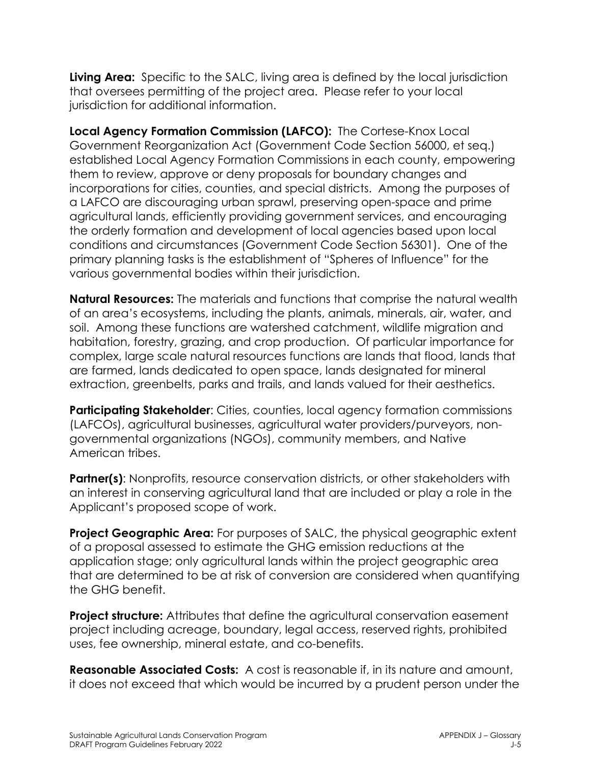**Living Area:** Specific to the SALC, living area is defined by the local jurisdiction that oversees permitting of the project area. Please refer to your local jurisdiction for additional information.

**Local Agency Formation Commission (LAFCO):** The Cortese-Knox Local Government Reorganization Act (Government Code Section 56000, et seq.) established Local Agency Formation Commissions in each county, empowering them to review, approve or deny proposals for boundary changes and incorporations for cities, counties, and special districts. Among the purposes of a LAFCO are discouraging urban sprawl, preserving open-space and prime agricultural lands, efficiently providing government services, and encouraging the orderly formation and development of local agencies based upon local conditions and circumstances (Government Code Section 56301). One of the primary planning tasks is the establishment of "Spheres of Influence" for the various governmental bodies within their jurisdiction.

**Natural Resources:** The materials and functions that comprise the natural wealth of an area's ecosystems, including the plants, animals, minerals, air, water, and soil. Among these functions are watershed catchment, wildlife migration and habitation, forestry, grazing, and crop production. Of particular importance for complex, large scale natural resources functions are lands that flood, lands that are farmed, lands dedicated to open space, lands designated for mineral extraction, greenbelts, parks and trails, and lands valued for their aesthetics.

**Participating Stakeholder**: Cities, counties, local agency formation commissions (LAFCOs), agricultural businesses, agricultural water providers/purveyors, non-governmental organizations (NGOs), community members, and Native American tribes.

**Partner(s)**: Nonprofits, resource conservation districts, or other stakeholders with an interest in conserving agricultural land that are included or play a role in the Applicant's proposed scope of work.

**Project Geographic Area:** For purposes of SALC, the physical geographic extent of a proposal assessed to estimate the GHG emission reductions at the application stage; only agricultural lands within the project geographic area that are determined to be at risk of conversion are considered when quantifying the GHG benefit.

**Project structure:** Attributes that define the agricultural conservation easement project including acreage, boundary, legal access, reserved rights, prohibited uses, fee ownership, mineral estate, and co-benefits.

**Reasonable Associated Costs:** A cost is reasonable if, in its nature and amount, it does not exceed that which would be incurred by a prudent person under the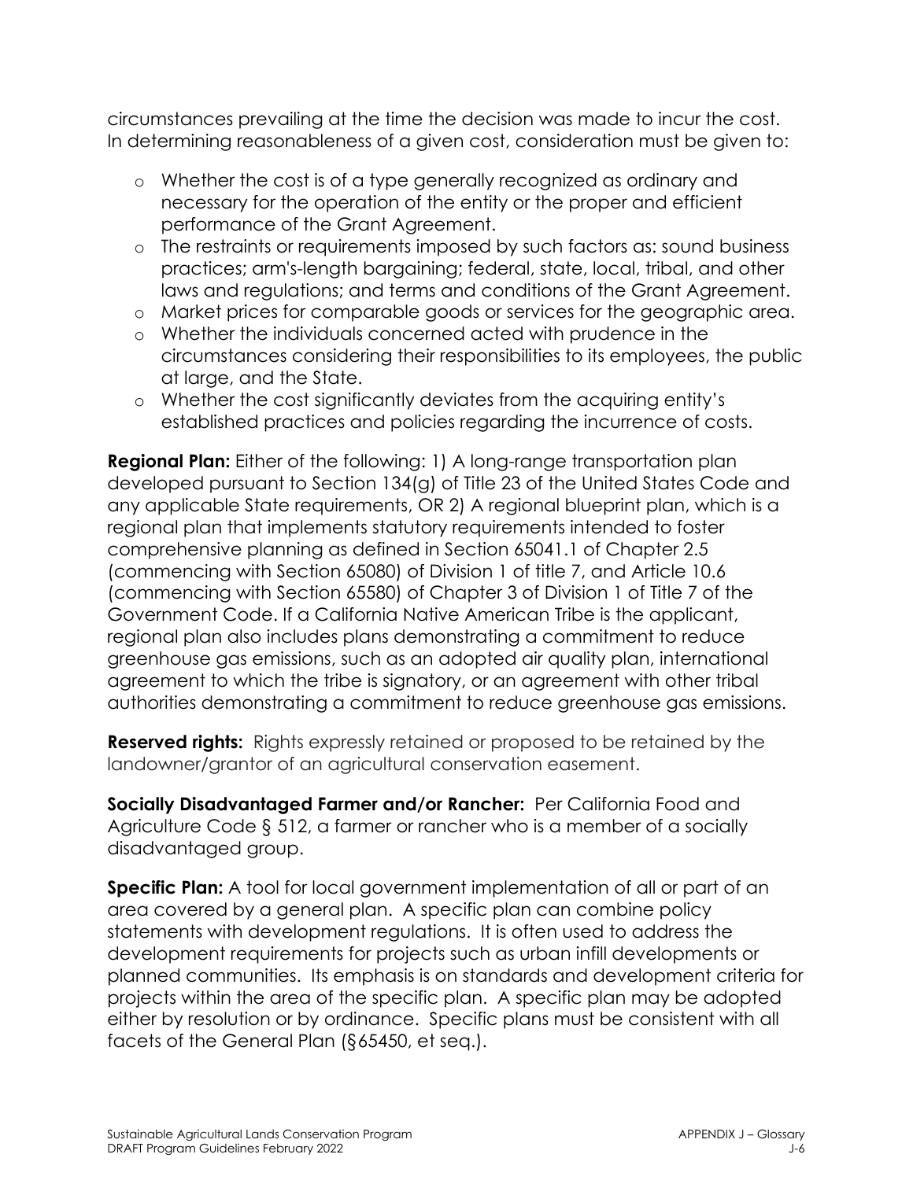circumstances prevailing at the time the decision was made to incur the cost. In determining reasonableness of a given cost, consideration must be given to:

- Whether the cost is of a type generally recognized as ordinary and necessary for the operation of the entity or the proper and efficient performance of the Grant Agreement.
- The restraints or requirements imposed by such factors as: sound business practices; arm's-length bargaining; federal, state, local, tribal, and other laws and regulations; and terms and conditions of the Grant Agreement.
- Market prices for comparable goods or services for the geographic area.
- Whether the individuals concerned acted with prudence in the circumstances considering their responsibilities to its employees, the public at large, and the State.
- Whether the cost significantly deviates from the acquiring entity's established practices and policies regarding the incurrence of costs.

**Regional Plan:** Either of the following: 1) A long-range transportation plan developed pursuant to Section 134(g) of Title 23 of the United States Code and any applicable State requirements, OR 2) A regional blueprint plan, which is a regional plan that implements statutory requirements intended to foster comprehensive planning as defined in Section 65041.1 of Chapter 2.5 (commencing with Section 65080) of Division 1 of title 7, and Article 10.6 (commencing with Section 65580) of Chapter 3 of Division 1 of Title 7 of the Government Code. If a California Native American Tribe is the applicant, regional plan also includes plans demonstrating a commitment to reduce greenhouse gas emissions, such as an adopted air quality plan, international agreement to which the tribe is signatory, or an agreement with other tribal authorities demonstrating a commitment to reduce greenhouse gas emissions.

**Reserved rights:** Rights expressly retained or proposed to be retained by the landowner/grantor of an agricultural conservation easement.

**Socially Disadvantaged Farmer and/or Rancher:** Per California Food and Agriculture Code § 512, a farmer or rancher who is a member of a socially disadvantaged group.

**Specific Plan:** A tool for local government implementation of all or part of an area covered by a general plan. A specific plan can combine policy statements with development regulations. It is often used to address the development requirements for projects such as urban infill developments or planned communities. Its emphasis is on standards and development criteria for projects within the area of the specific plan. A specific plan may be adopted either by resolution or by ordinance. Specific plans must be consistent with all facets of the General Plan (§65450, et seq.).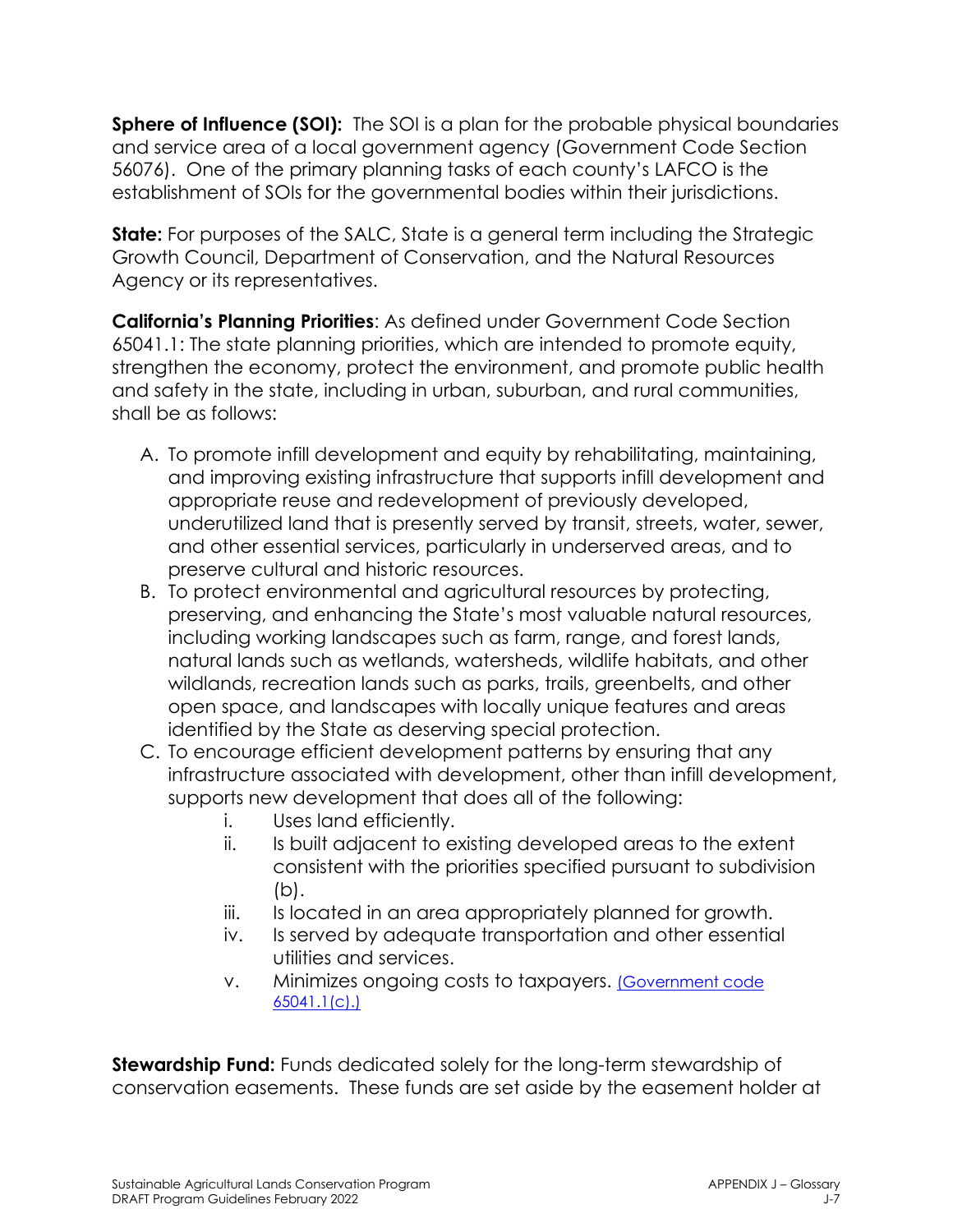**Sphere of Influence (SOI):** The SOI is a plan for the probable physical boundaries and service area of a local government agency (Government Code Section 56076). One of the primary planning tasks of each county's LAFCO is the establishment of SOIs for the governmental bodies within their jurisdictions.

**State:** For purposes of the SALC, State is a general term including the Strategic Growth Council, Department of Conservation, and the Natural Resources Agency or its representatives.

**California's Planning Priorities**: As defined under Government Code Section 65041.1: The state planning priorities, which are intended to promote equity, strengthen the economy, protect the environment, and promote public health and safety in the state, including in urban, suburban, and rural communities, shall be as follows:

A. To promote infill development and equity by rehabilitating, maintaining, and improving existing infrastructure that supports infill development and appropriate reuse and redevelopment of previously developed, underutilized land that is presently served by transit, streets, water, sewer, and other essential services, particularly in underserved areas, and to preserve cultural and historic resources.
B. To protect environmental and agricultural resources by protecting, preserving, and enhancing the State's most valuable natural resources, including working landscapes such as farm, range, and forest lands, natural lands such as wetlands, watersheds, wildlife habitats, and other wildlands, recreation lands such as parks, trails, greenbelts, and other open space, and landscapes with locally unique features and areas identified by the State as deserving special protection.
C. To encourage efficient development patterns by ensuring that any infrastructure associated with development, other than infill development, supports new development that does all of the following:
    i. Uses land efficiently.
    ii. Is built adjacent to existing developed areas to the extent consistent with the priorities specified pursuant to subdivision (b).
    iii. Is located in an area appropriately planned for growth.
    iv. Is served by adequate transportation and other essential utilities and services.
    v. Minimizes ongoing costs to taxpayers. [(Government code 65041.1(c).)]

**Stewardship Fund:** Funds dedicated solely for the long-term stewardship of conservation easements. These funds are set aside by the easement holder at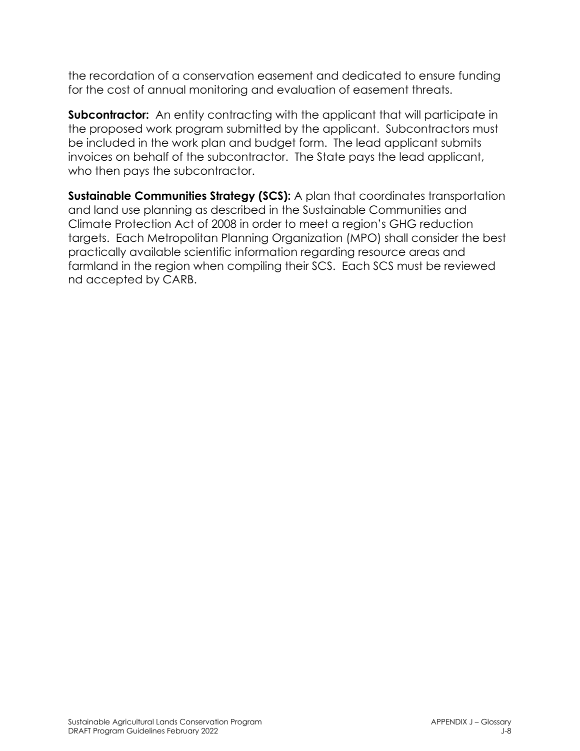the recordation of a conservation easement and dedicated to ensure funding for the cost of annual monitoring and evaluation of easement threats.

**Subcontractor:** An entity contracting with the applicant that will participate in the proposed work program submitted by the applicant. Subcontractors must be included in the work plan and budget form. The lead applicant submits invoices on behalf of the subcontractor. The State pays the lead applicant, who then pays the subcontractor.

**Sustainable Communities Strategy (SCS):** A plan that coordinates transportation and land use planning as described in the Sustainable Communities and Climate Protection Act of 2008 in order to meet a region's GHG reduction targets. Each Metropolitan Planning Organization (MPO) shall consider the best practically available scientific information regarding resource areas and farmland in the region when compiling their SCS. Each SCS must be reviewed nd accepted by CARB.